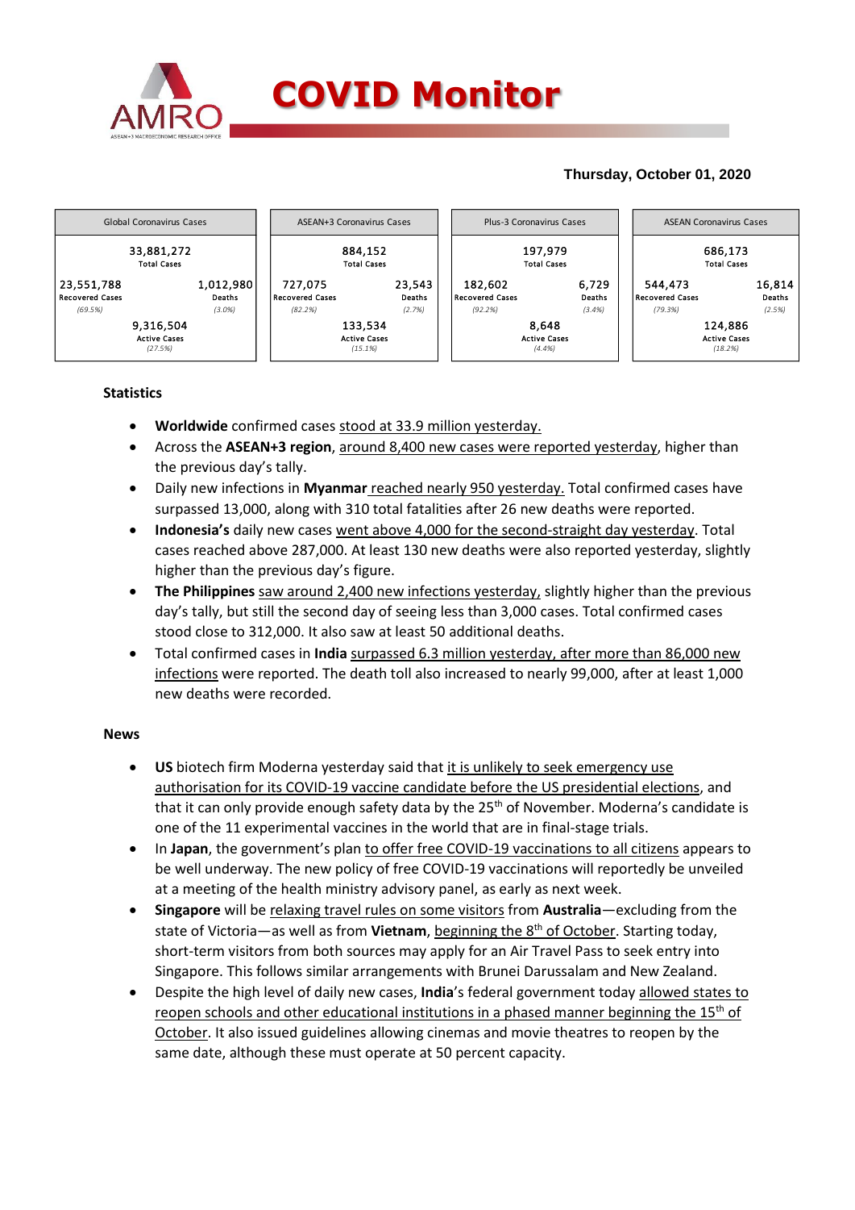# COVID Monitor

**Thursday, October 01, 2020**

| Global Coronavirus Cases | ASEAN+3 Coronavirus Cases | Plus-3 Coronavirus Cases | ASEAN Coronavirus Cases |
|---|---|---|---|
| 33,881,272 Total Cases | 884,152 Total Cases | 197,979 Total Cases | 686,173 Total Cases |
| 23,551,788 Recovered Cases (69.5%) | 727,075 Recovered Cases (82.2%) | 182,602 Recovered Cases (92.2%) | 544,473 Recovered Cases (79.3%) |
| 1,012,980 Deaths (3.0%) | 23,543 Deaths (2.7%) | 6,729 Deaths (3.4%) | 16,814 Deaths (2.5%) |
| 9,316,504 Active Cases (27.5%) | 133,534 Active Cases (15.1%) | 8,648 Active Cases (4.4%) | 124,886 Active Cases (18.2%) |

## Statistics

- **Worldwide** confirmed cases stood at 33.9 million yesterday.
- Across the **ASEAN+3 region**, around 8,400 new cases were reported yesterday, higher than the previous day's tally.
- Daily new infections in **Myanmar** reached nearly 950 yesterday. Total confirmed cases have surpassed 13,000, along with 310 total fatalities after 26 new deaths were reported.
- **Indonesia's** daily new cases went above 4,000 for the second-straight day yesterday. Total cases reached above 287,000. At least 130 new deaths were also reported yesterday, slightly higher than the previous day's figure.
- **The Philippines** saw around 2,400 new infections yesterday, slightly higher than the previous day's tally, but still the second day of seeing less than 3,000 cases. Total confirmed cases stood close to 312,000. It also saw at least 50 additional deaths.
- Total confirmed cases in **India** surpassed 6.3 million yesterday, after more than 86,000 new infections were reported. The death toll also increased to nearly 99,000, after at least 1,000 new deaths were recorded.

## News

- **US** biotech firm Moderna yesterday said that it is unlikely to seek emergency use authorisation for its COVID-19 vaccine candidate before the US presidential elections, and that it can only provide enough safety data by the 25th of November. Moderna's candidate is one of the 11 experimental vaccines in the world that are in final-stage trials.
- In **Japan**, the government's plan to offer free COVID-19 vaccinations to all citizens appears to be well underway. The new policy of free COVID-19 vaccinations will reportedly be unveiled at a meeting of the health ministry advisory panel, as early as next week.
- **Singapore** will be relaxing travel rules on some visitors from **Australia**—excluding from the state of Victoria—as well as from **Vietnam**, beginning the 8th of October. Starting today, short-term visitors from both sources may apply for an Air Travel Pass to seek entry into Singapore. This follows similar arrangements with Brunei Darussalam and New Zealand.
- Despite the high level of daily new cases, **India**'s federal government today allowed states to reopen schools and other educational institutions in a phased manner beginning the 15th of October. It also issued guidelines allowing cinemas and movie theatres to reopen by the same date, although these must operate at 50 percent capacity.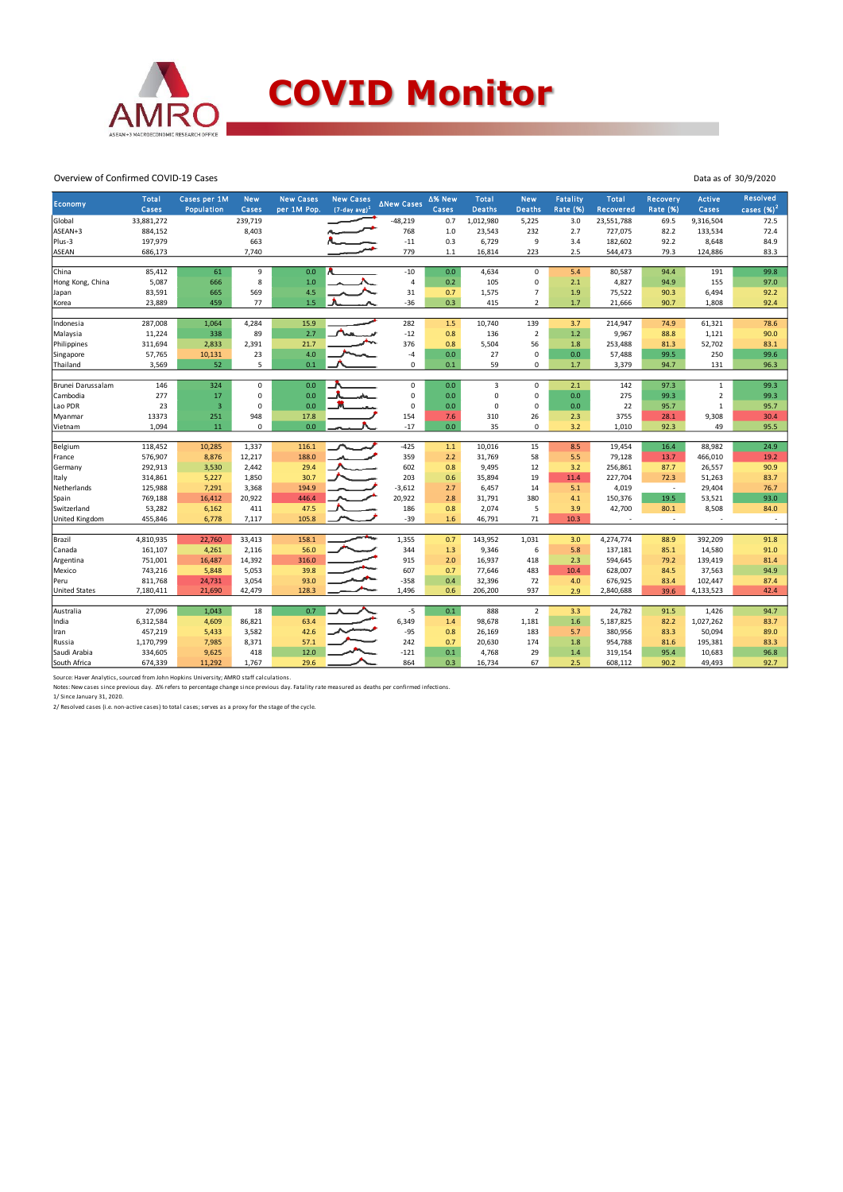# COVID Monitor

Overview of Confirmed COVID-19 Cases

Data as of 30/9/2020

| Economy | Total Cases | Cases per 1M Population | New Cases | New Cases per 1M Pop. | New Cases (7-day avg)[1] | ΔNew Cases | Δ% New Cases | Total Deaths | New Deaths | Fatality Rate (%) | Total Recovered | Recovery Rate (%) | Active Cases | Resolved cases (%)[2] |
|---|---|---|---|---|---|---|---|---|---|---|---|---|---|---|
| Global | 33,881,272 | | 239,719 | | | -48,219 | 0.7 | 1,012,980 | 5,225 | 3.0 | 23,551,788 | 69.5 | 9,316,504 | 72.5 |
| ASEAN+3 | 884,152 | | 8,403 | | | 768 | 1.0 | 23,543 | 232 | 2.7 | 727,075 | 82.2 | 133,534 | 72.4 |
| Plus-3 | 197,979 | | 663 | | | -11 | 0.3 | 6,729 | 9 | 3.4 | 182,602 | 92.2 | 8,648 | 84.9 |
| ASEAN | 686,173 | | 7,740 | | | 779 | 1.1 | 16,814 | 223 | 2.5 | 544,473 | 79.3 | 124,886 | 83.3 |
| | | | | | | | | | | | | | | |
| China | 85,412 | 61 | 9 | 0.0 | | -10 | 0.0 | 4,634 | 0 | 5.4 | 80,587 | 94.4 | 191 | 99.8 |
| Hong Kong, China | 5,087 | 666 | 8 | 1.0 | | 4 | 0.2 | 105 | 0 | 2.1 | 4,827 | 94.9 | 155 | 97.0 |
| Japan | 83,591 | 665 | 569 | 4.5 | | 31 | 0.7 | 1,575 | 7 | 1.9 | 75,522 | 90.3 | 6,494 | 92.2 |
| Korea | 23,889 | 459 | 77 | 1.5 | | -36 | 0.3 | 415 | 2 | 1.7 | 21,666 | 90.7 | 1,808 | 92.4 |
| | | | | | | | | | | | | | | |
| Indonesia | 287,008 | 1,064 | 4,284 | 15.9 | | 282 | 1.5 | 10,740 | 139 | 3.7 | 214,947 | 74.9 | 61,321 | 78.6 |
| Malaysia | 11,224 | 338 | 89 | 2.7 | | -12 | 0.8 | 136 | 2 | 1.2 | 9,967 | 88.8 | 1,121 | 90.0 |
| Philippines | 311,694 | 2,833 | 2,391 | 21.7 | | 376 | 0.8 | 5,504 | 56 | 1.8 | 253,488 | 81.3 | 52,702 | 83.1 |
| Singapore | 57,765 | 10,131 | 23 | 4.0 | | -4 | 0.0 | 27 | 0 | 0.0 | 57,488 | 99.5 | 250 | 99.6 |
| Thailand | 3,569 | 52 | 5 | 0.1 | | 0 | 0.1 | 59 | 0 | 1.7 | 3,379 | 94.7 | 131 | 96.3 |
| | | | | | | | | | | | | | | |
| Brunei Darussalam | 146 | 324 | 0 | 0.0 | | 0 | 0.0 | 3 | 0 | 2.1 | 142 | 97.3 | 1 | 99.3 |
| Cambodia | 277 | 17 | 0 | 0.0 | | 0 | 0.0 | 0 | 0 | 0.0 | 275 | 99.3 | 2 | 99.3 |
| Lao PDR | 23 | 3 | 0 | 0.0 | | 0 | 0.0 | 0 | 0 | 0.0 | 22 | 95.7 | 1 | 95.7 |
| Myanmar | 13373 | 251 | 948 | 17.8 | | 154 | 7.6 | 310 | 26 | 2.3 | 3755 | 28.1 | 9,308 | 30.4 |
| Vietnam | 1,094 | 11 | 0 | 0.0 | | -17 | 0.0 | 35 | 0 | 3.2 | 1,010 | 92.3 | 49 | 95.5 |
| | | | | | | | | | | | | | | |
| Belgium | 118,452 | 10,285 | 1,337 | 116.1 | | -425 | 1.1 | 10,016 | 15 | 8.5 | 19,454 | 16.4 | 88,982 | 24.9 |
| France | 576,907 | 8,876 | 12,217 | 188.0 | | 359 | 2.2 | 31,769 | 58 | 5.5 | 79,128 | 13.7 | 466,010 | 19.2 |
| Germany | 292,913 | 3,530 | 2,442 | 29.4 | | 602 | 0.8 | 9,495 | 12 | 3.2 | 256,861 | 87.7 | 26,557 | 90.9 |
| Italy | 314,861 | 5,227 | 1,850 | 30.7 | | 203 | 0.6 | 35,894 | 19 | 11.4 | 227,704 | 72.3 | 51,263 | 83.7 |
| Netherlands | 125,988 | 7,291 | 3,368 | 194.9 | | -3,612 | 2.7 | 6,457 | 14 | 5.1 | 4,019 | - | 29,404 | 76.7 |
| Spain | 769,188 | 16,412 | 20,922 | 446.4 | | 20,922 | 2.8 | 31,791 | 380 | 4.1 | 150,376 | 19.5 | 53,521 | 93.0 |
| Switzerland | 53,282 | 6,162 | 411 | 47.5 | | 186 | 0.8 | 2,074 | 5 | 3.9 | 42,700 | 80.1 | 8,508 | 84.0 |
| United Kingdom | 455,846 | 6,778 | 7,117 | 105.8 | | -39 | 1.6 | 46,791 | 71 | 10.3 | - | - | - | - |
| | | | | | | | | | | | | | | |
| Brazil | 4,810,935 | 22,760 | 33,413 | 158.1 | | 1,355 | 0.7 | 143,952 | 1,031 | 3.0 | 4,274,774 | 88.9 | 392,209 | 91.8 |
| Canada | 161,107 | 4,261 | 2,116 | 56.0 | | 344 | 1.3 | 9,346 | 6 | 5.8 | 137,181 | 85.1 | 14,580 | 91.0 |
| Argentina | 751,001 | 16,487 | 14,392 | 316.0 | | 915 | 2.0 | 16,937 | 418 | 2.3 | 594,645 | 79.2 | 139,419 | 81.4 |
| Mexico | 743,216 | 5,848 | 5,053 | 39.8 | | 607 | 0.7 | 77,646 | 483 | 10.4 | 628,007 | 84.5 | 37,563 | 94.9 |
| Peru | 811,768 | 24,731 | 3,054 | 93.0 | | -358 | 0.4 | 32,396 | 72 | 4.0 | 676,925 | 83.4 | 102,447 | 87.4 |
| United States | 7,180,411 | 21,690 | 42,479 | 128.3 | | 1,496 | 0.6 | 206,200 | 937 | 2.9 | 2,840,688 | 39.6 | 4,133,523 | 42.4 |
| | | | | | | | | | | | | | | |
| Australia | 27,096 | 1,043 | 18 | 0.7 | | -5 | 0.1 | 888 | 2 | 3.3 | 24,782 | 91.5 | 1,426 | 94.7 |
| India | 6,312,584 | 4,609 | 86,821 | 63.4 | | 6,349 | 1.4 | 98,678 | 1,181 | 1.6 | 5,187,825 | 82.2 | 1,027,262 | 83.7 |
| Iran | 457,219 | 5,433 | 3,582 | 42.6 | | -95 | 0.8 | 26,169 | 183 | 5.7 | 380,956 | 83.3 | 50,094 | 89.0 |
| Russia | 1,170,799 | 7,985 | 8,371 | 57.1 | | 242 | 0.7 | 20,630 | 174 | 1.8 | 954,788 | 81.6 | 195,381 | 83.3 |
| Saudi Arabia | 334,605 | 9,625 | 418 | 12.0 | | -121 | 0.1 | 4,768 | 29 | 1.4 | 319,154 | 95.4 | 10,683 | 96.8 |
| South Africa | 674,339 | 11,292 | 1,767 | 29.6 | | 864 | 0.3 | 16,734 | 67 | 2.5 | 608,112 | 90.2 | 49,493 | 92.7 |

Source: Haver Analytics, sourced from John Hopkins University; AMRO staff calculations.

Notes: New cases since previous day. Δ% refers to percentage change since previous day. Fatality rate measured as deaths per confirmed infections.

1/ Since January 31, 2020.

2/ Resolved cases (i.e. non-active cases) to total cases; serves as a proxy for the stage of the cycle.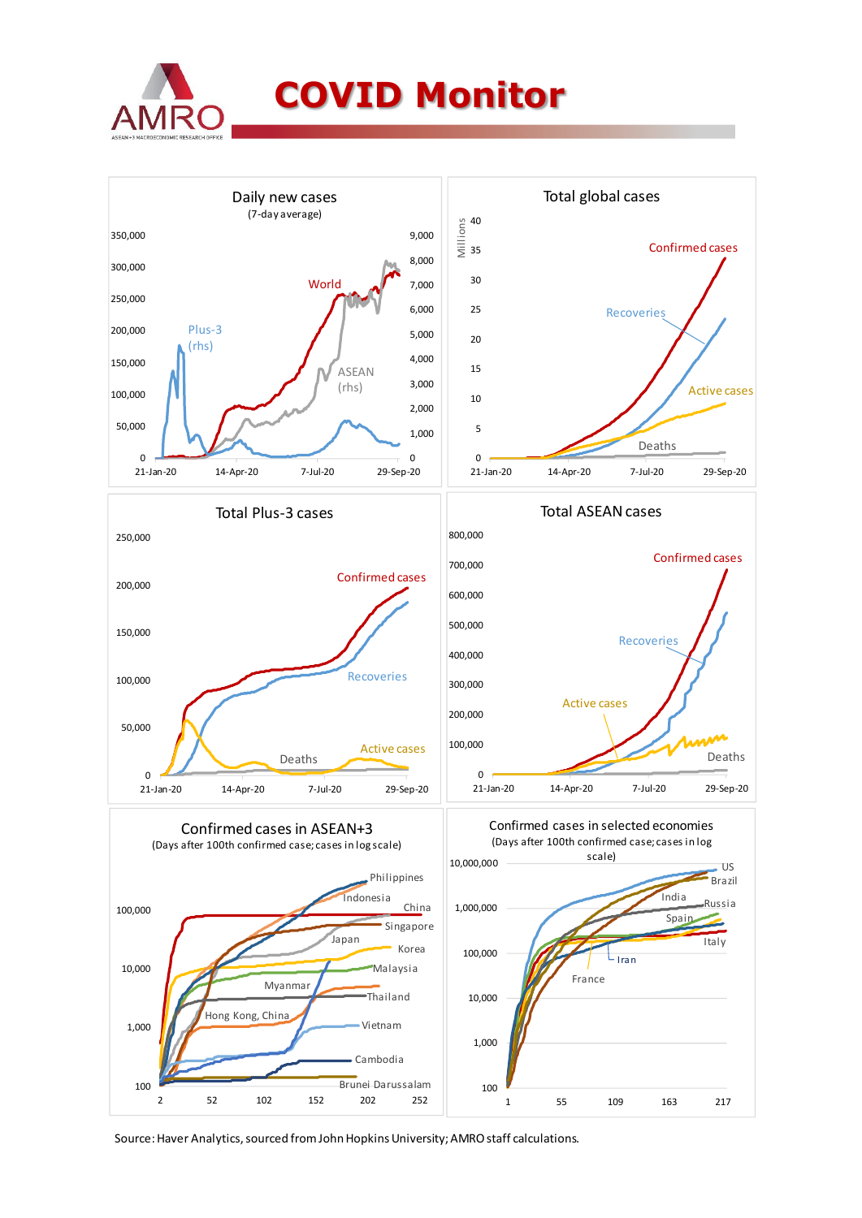# COVID Monitor

AMRO
ASEAN+3 MACROECONOMIC RESEARCH OFFICE

## Daily new cases
(7-day average)

350,000
300,000
250,000
200,000
150,000
100,000
50,000
0

9,000
8,000
7,000
6,000
5,000
4,000
3,000
2,000
1,000
0

World
Plus-3 (rhs)
ASEAN (rhs)

21-Jan-20 14-Apr-20 7-Jul-20 29-Sep-20

## Total global cases

Millions
40
35
30
25
20
15
10
5
0

Confirmed cases
Recoveries
Active cases
Deaths

21-Jan-20 14-Apr-20 7-Jul-20 29-Sep-20

## Total Plus-3 cases

250,000
200,000
150,000
100,000
50,000
0

Confirmed cases
Recoveries
Deaths
Active cases

21-Jan-20 14-Apr-20 7-Jul-20 29-Sep-20

## Total ASEAN cases

800,000
700,000
600,000
500,000
400,000
300,000
200,000
100,000
0

Confirmed cases
Recoveries
Active cases
Deaths

21-Jan-20 14-Apr-20 7-Jul-20 29-Sep-20

## Confirmed cases in ASEAN+3
(Days after 100th confirmed case; cases in log scale)

100,000
10,000
1,000
100

Philippines
Indonesia
China
Singapore
Japan
Korea
Malaysia
Myanmar
Thailand
Hong Kong, China
Vietnam
Cambodia
Brunei Darussalam

2 52 102 152 202 252

## Confirmed cases in selected economies
(Days after 100th confirmed case; cases in log scale)

10,000,000
1,000,000
100,000
10,000
1,000
100

US
Brazil
India
Russia
Spain
Italy
Iran
France

1 55 109 163 217

Source: Haver Analytics, sourced from John Hopkins University; AMRO staff calculations.